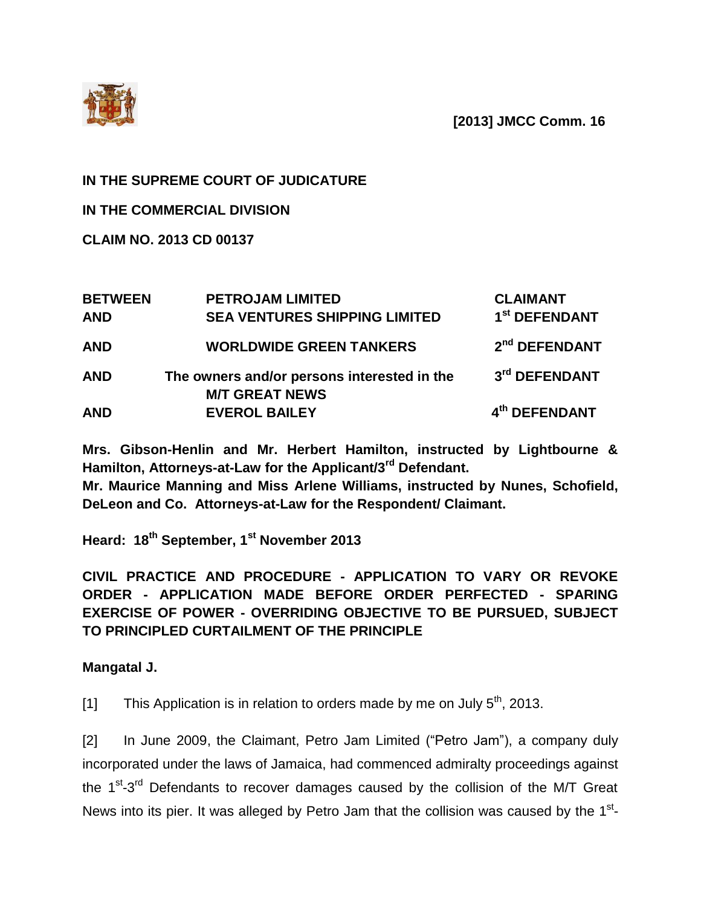**[2013] JMCC Comm. 16**

**IN THE SUPREME COURT OF JUDICATURE**

**IN THE COMMERCIAL DIVISION**

**CLAIM NO. 2013 CD 00137**

| | | |
|---|---|---|
| **BETWEEN** | **PETROJAM LIMITED** | **CLAIMANT** |
| **AND** | **SEA VENTURES SHIPPING LIMITED** | **1st DEFENDANT** |
| **AND** | **WORLDWIDE GREEN TANKERS** | **2nd DEFENDANT** |
| **AND** | **The owners and/or persons interested in the M/T GREAT NEWS** | **3rd DEFENDANT** |
| **AND** | **EVEROL BAILEY** | **4th DEFENDANT** |

**Mrs. Gibson-Henlin and Mr. Herbert Hamilton, instructed by Lightbourne & Hamilton, Attorneys-at-Law for the Applicant/3rd Defendant.**
**Mr. Maurice Manning and Miss Arlene Williams, instructed by Nunes, Schofield, DeLeon and Co. Attorneys-at-Law for the Respondent/ Claimant.**

**Heard: 18th September, 1st November 2013**

**CIVIL PRACTICE AND PROCEDURE - APPLICATION TO VARY OR REVOKE ORDER - APPLICATION MADE BEFORE ORDER PERFECTED - SPARING EXERCISE OF POWER - OVERRIDING OBJECTIVE TO BE PURSUED, SUBJECT TO PRINCIPLED CURTAILMENT OF THE PRINCIPLE**

**Mangatal J.**

[1] This Application is in relation to orders made by me on July 5th, 2013.

[2] In June 2009, the Claimant, Petro Jam Limited ("Petro Jam"), a company duly incorporated under the laws of Jamaica, had commenced admiralty proceedings against the 1st-3rd Defendants to recover damages caused by the collision of the M/T Great News into its pier. It was alleged by Petro Jam that the collision was caused by the 1st-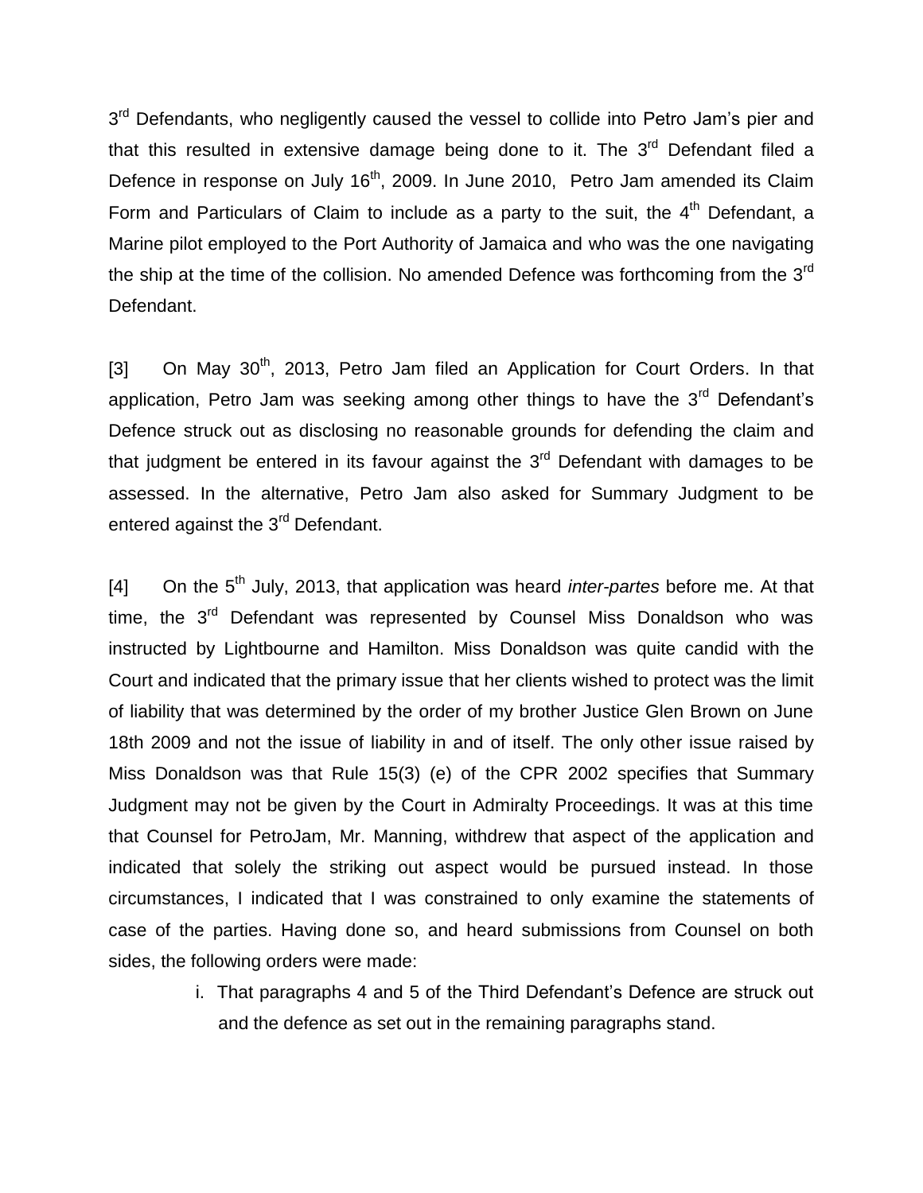3rd Defendants, who negligently caused the vessel to collide into Petro Jam's pier and that this resulted in extensive damage being done to it. The 3rd Defendant filed a Defence in response on July 16th, 2009. In June 2010, Petro Jam amended its Claim Form and Particulars of Claim to include as a party to the suit, the 4th Defendant, a Marine pilot employed to the Port Authority of Jamaica and who was the one navigating the ship at the time of the collision. No amended Defence was forthcoming from the 3rd Defendant.

[3] On May 30th, 2013, Petro Jam filed an Application for Court Orders. In that application, Petro Jam was seeking among other things to have the 3rd Defendant's Defence struck out as disclosing no reasonable grounds for defending the claim and that judgment be entered in its favour against the 3rd Defendant with damages to be assessed. In the alternative, Petro Jam also asked for Summary Judgment to be entered against the 3rd Defendant.

[4] On the 5th July, 2013, that application was heard *inter-partes* before me. At that time, the 3rd Defendant was represented by Counsel Miss Donaldson who was instructed by Lightbourne and Hamilton. Miss Donaldson was quite candid with the Court and indicated that the primary issue that her clients wished to protect was the limit of liability that was determined by the order of my brother Justice Glen Brown on June 18th 2009 and not the issue of liability in and of itself. The only other issue raised by Miss Donaldson was that Rule 15(3) (e) of the CPR 2002 specifies that Summary Judgment may not be given by the Court in Admiralty Proceedings. It was at this time that Counsel for PetroJam, Mr. Manning, withdrew that aspect of the application and indicated that solely the striking out aspect would be pursued instead. In those circumstances, I indicated that I was constrained to only examine the statements of case of the parties. Having done so, and heard submissions from Counsel on both sides, the following orders were made:

i. That paragraphs 4 and 5 of the Third Defendant's Defence are struck out and the defence as set out in the remaining paragraphs stand.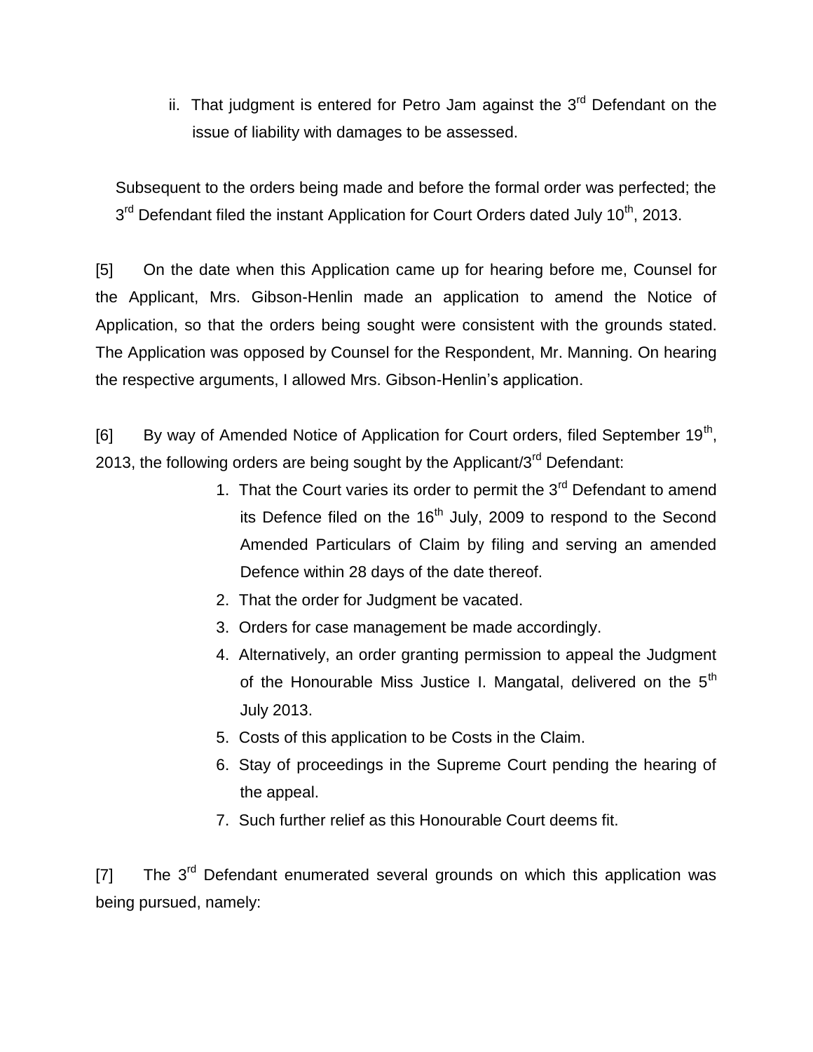ii. That judgment is entered for Petro Jam against the 3rd Defendant on the issue of liability with damages to be assessed.

Subsequent to the orders being made and before the formal order was perfected; the 3rd Defendant filed the instant Application for Court Orders dated July 10th, 2013.

[5] On the date when this Application came up for hearing before me, Counsel for the Applicant, Mrs. Gibson-Henlin made an application to amend the Notice of Application, so that the orders being sought were consistent with the grounds stated. The Application was opposed by Counsel for the Respondent, Mr. Manning. On hearing the respective arguments, I allowed Mrs. Gibson-Henlin's application.

[6] By way of Amended Notice of Application for Court orders, filed September 19th, 2013, the following orders are being sought by the Applicant/3rd Defendant:

1. That the Court varies its order to permit the 3rd Defendant to amend its Defence filed on the 16th July, 2009 to respond to the Second Amended Particulars of Claim by filing and serving an amended Defence within 28 days of the date thereof.
2. That the order for Judgment be vacated.
3. Orders for case management be made accordingly.
4. Alternatively, an order granting permission to appeal the Judgment of the Honourable Miss Justice I. Mangatal, delivered on the 5th July 2013.
5. Costs of this application to be Costs in the Claim.
6. Stay of proceedings in the Supreme Court pending the hearing of the appeal.
7. Such further relief as this Honourable Court deems fit.

[7] The 3rd Defendant enumerated several grounds on which this application was being pursued, namely: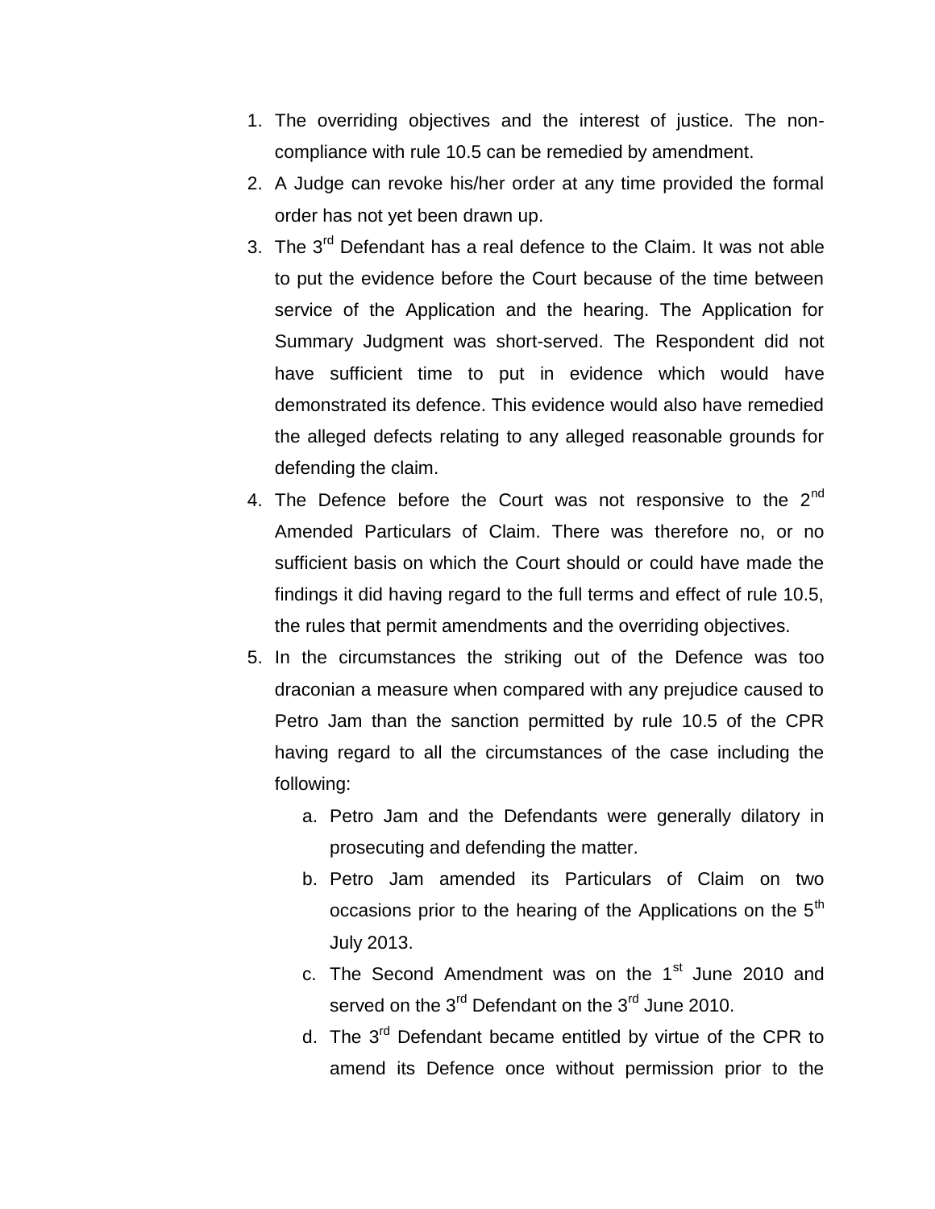1. The overriding objectives and the interest of justice. The non-compliance with rule 10.5 can be remedied by amendment.
2. A Judge can revoke his/her order at any time provided the formal order has not yet been drawn up.
3. The 3rd Defendant has a real defence to the Claim. It was not able to put the evidence before the Court because of the time between service of the Application and the hearing. The Application for Summary Judgment was short-served. The Respondent did not have sufficient time to put in evidence which would have demonstrated its defence. This evidence would also have remedied the alleged defects relating to any alleged reasonable grounds for defending the claim.
4. The Defence before the Court was not responsive to the 2nd Amended Particulars of Claim. There was therefore no, or no sufficient basis on which the Court should or could have made the findings it did having regard to the full terms and effect of rule 10.5, the rules that permit amendments and the overriding objectives.
5. In the circumstances the striking out of the Defence was too draconian a measure when compared with any prejudice caused to Petro Jam than the sanction permitted by rule 10.5 of the CPR having regard to all the circumstances of the case including the following:
    a. Petro Jam and the Defendants were generally dilatory in prosecuting and defending the matter.
    b. Petro Jam amended its Particulars of Claim on two occasions prior to the hearing of the Applications on the 5th July 2013.
    c. The Second Amendment was on the 1st June 2010 and served on the 3rd Defendant on the 3rd June 2010.
    d. The 3rd Defendant became entitled by virtue of the CPR to amend its Defence once without permission prior to the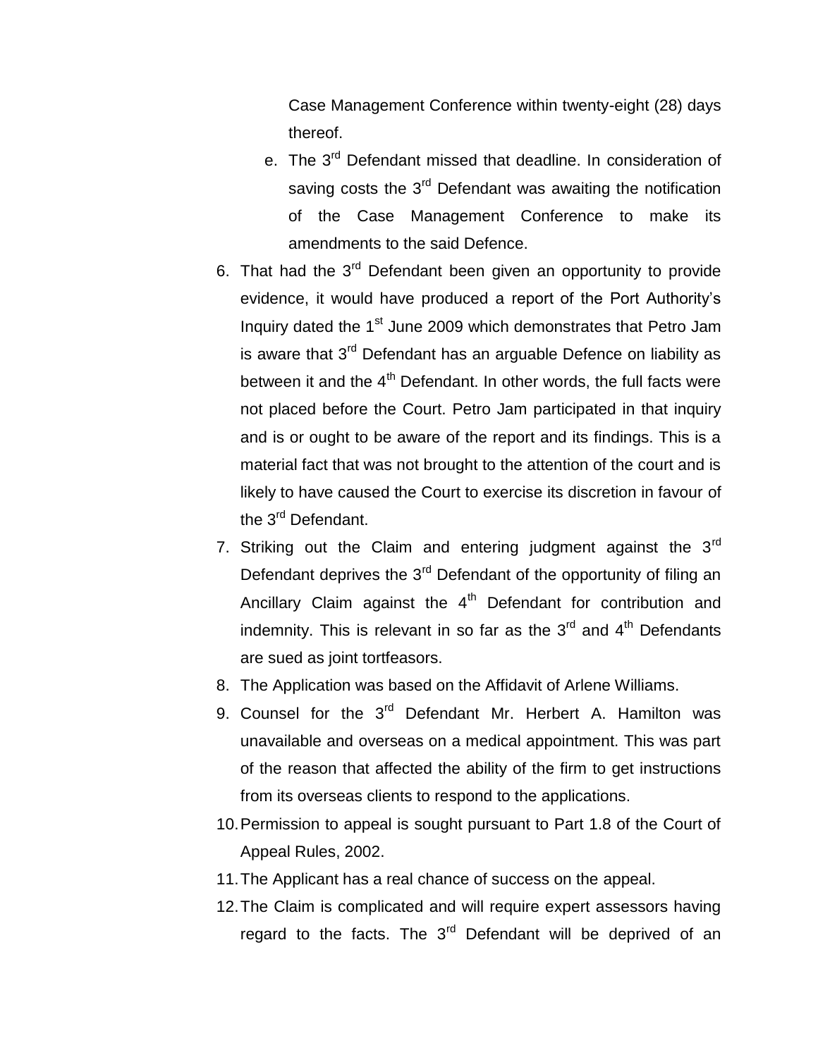Case Management Conference within twenty-eight (28) days thereof.

e. The 3rd Defendant missed that deadline. In consideration of saving costs the 3rd Defendant was awaiting the notification of the Case Management Conference to make its amendments to the said Defence.

6. That had the 3rd Defendant been given an opportunity to provide evidence, it would have produced a report of the Port Authority's Inquiry dated the 1st June 2009 which demonstrates that Petro Jam is aware that 3rd Defendant has an arguable Defence on liability as between it and the 4th Defendant. In other words, the full facts were not placed before the Court. Petro Jam participated in that inquiry and is or ought to be aware of the report and its findings. This is a material fact that was not brought to the attention of the court and is likely to have caused the Court to exercise its discretion in favour of the 3rd Defendant.
7. Striking out the Claim and entering judgment against the 3rd Defendant deprives the 3rd Defendant of the opportunity of filing an Ancillary Claim against the 4th Defendant for contribution and indemnity. This is relevant in so far as the 3rd and 4th Defendants are sued as joint tortfeasors.
8. The Application was based on the Affidavit of Arlene Williams.
9. Counsel for the 3rd Defendant Mr. Herbert A. Hamilton was unavailable and overseas on a medical appointment. This was part of the reason that affected the ability of the firm to get instructions from its overseas clients to respond to the applications.
10. Permission to appeal is sought pursuant to Part 1.8 of the Court of Appeal Rules, 2002.
11. The Applicant has a real chance of success on the appeal.
12. The Claim is complicated and will require expert assessors having regard to the facts. The 3rd Defendant will be deprived of an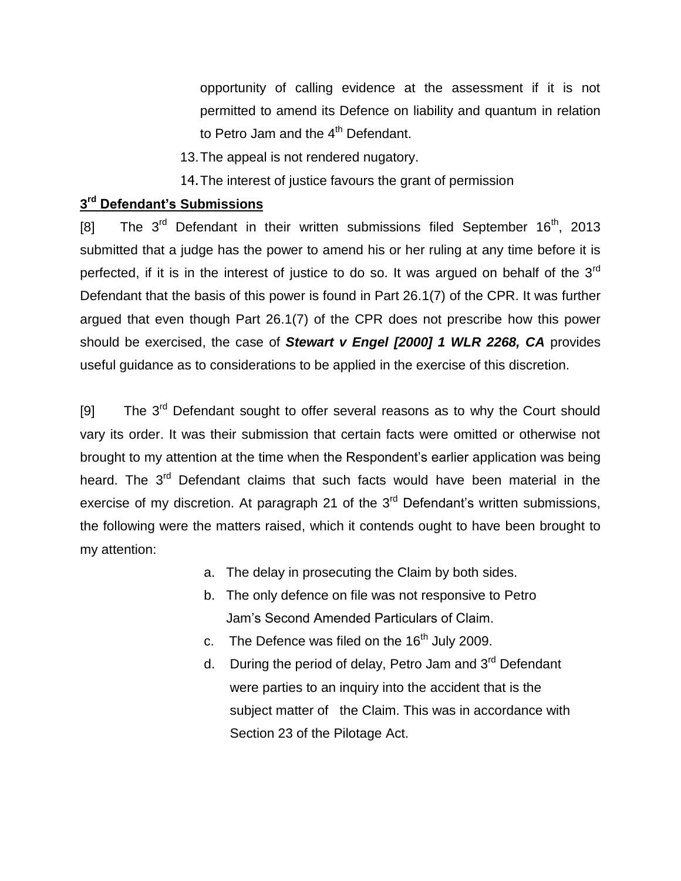opportunity of calling evidence at the assessment if it is not permitted to amend its Defence on liability and quantum in relation to Petro Jam and the 4th Defendant.

13. The appeal is not rendered nugatory.

14. The interest of justice favours the grant of permission

**3rd Defendant's Submissions**

[8] The 3rd Defendant in their written submissions filed September 16th, 2013 submitted that a judge has the power to amend his or her ruling at any time before it is perfected, if it is in the interest of justice to do so. It was argued on behalf of the 3rd Defendant that the basis of this power is found in Part 26.1(7) of the CPR. It was further argued that even though Part 26.1(7) of the CPR does not prescribe how this power should be exercised, the case of ***Stewart v Engel [2000] 1 WLR 2268, CA*** provides useful guidance as to considerations to be applied in the exercise of this discretion.

[9] The 3rd Defendant sought to offer several reasons as to why the Court should vary its order. It was their submission that certain facts were omitted or otherwise not brought to my attention at the time when the Respondent's earlier application was being heard. The 3rd Defendant claims that such facts would have been material in the exercise of my discretion. At paragraph 21 of the 3rd Defendant's written submissions, the following were the matters raised, which it contends ought to have been brought to my attention:

a. The delay in prosecuting the Claim by both sides.

b. The only defence on file was not responsive to Petro Jam's Second Amended Particulars of Claim.

c. The Defence was filed on the 16th July 2009.

d. During the period of delay, Petro Jam and 3rd Defendant were parties to an inquiry into the accident that is the subject matter of the Claim. This was in accordance with Section 23 of the Pilotage Act.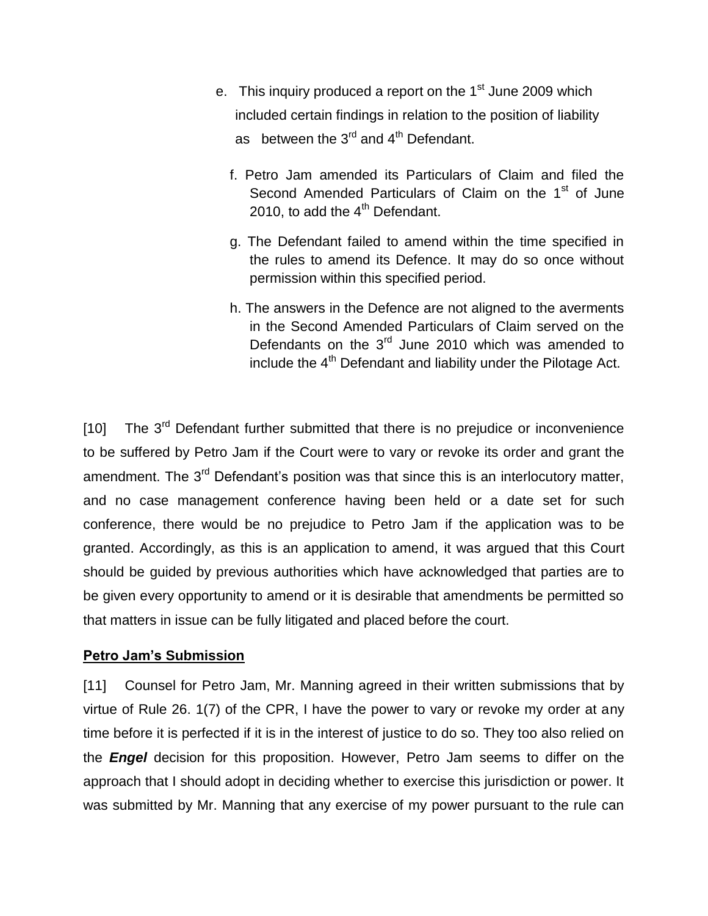e. This inquiry produced a report on the 1st June 2009 which included certain findings in relation to the position of liability as between the 3rd and 4th Defendant.

f. Petro Jam amended its Particulars of Claim and filed the Second Amended Particulars of Claim on the 1st of June 2010, to add the 4th Defendant.

g. The Defendant failed to amend within the time specified in the rules to amend its Defence. It may do so once without permission within this specified period.

h. The answers in the Defence are not aligned to the averments in the Second Amended Particulars of Claim served on the Defendants on the 3rd June 2010 which was amended to include the 4th Defendant and liability under the Pilotage Act.

[10] The 3rd Defendant further submitted that there is no prejudice or inconvenience to be suffered by Petro Jam if the Court were to vary or revoke its order and grant the amendment. The 3rd Defendant's position was that since this is an interlocutory matter, and no case management conference having been held or a date set for such conference, there would be no prejudice to Petro Jam if the application was to be granted. Accordingly, as this is an application to amend, it was argued that this Court should be guided by previous authorities which have acknowledged that parties are to be given every opportunity to amend or it is desirable that amendments be permitted so that matters in issue can be fully litigated and placed before the court.

**Petro Jam's Submission**

[11] Counsel for Petro Jam, Mr. Manning agreed in their written submissions that by virtue of Rule 26. 1(7) of the CPR, I have the power to vary or revoke my order at any time before it is perfected if it is in the interest of justice to do so. They too also relied on the ***Engel*** decision for this proposition. However, Petro Jam seems to differ on the approach that I should adopt in deciding whether to exercise this jurisdiction or power. It was submitted by Mr. Manning that any exercise of my power pursuant to the rule can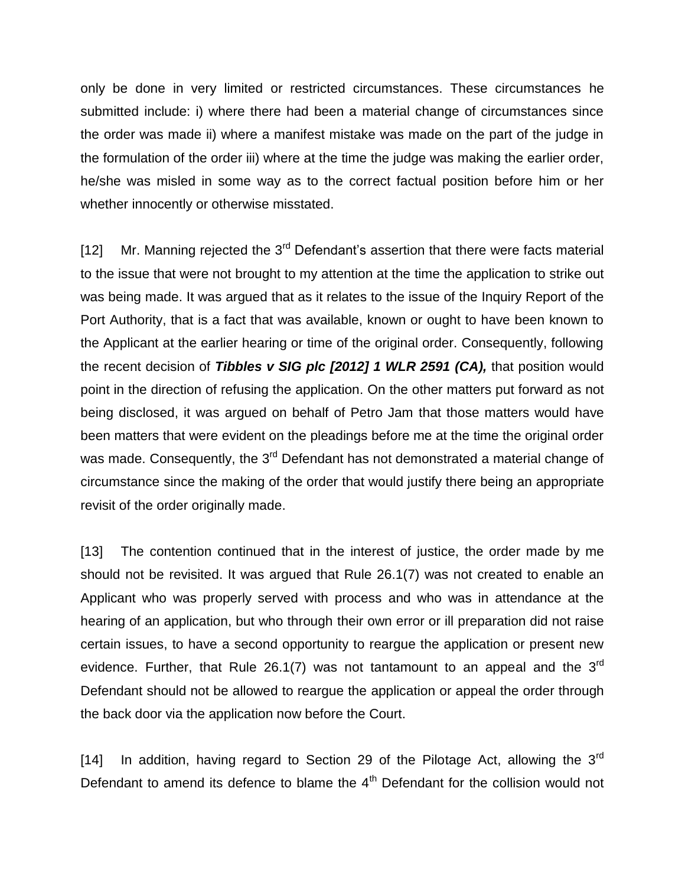only be done in very limited or restricted circumstances. These circumstances he submitted include: i) where there had been a material change of circumstances since the order was made ii) where a manifest mistake was made on the part of the judge in the formulation of the order iii) where at the time the judge was making the earlier order, he/she was misled in some way as to the correct factual position before him or her whether innocently or otherwise misstated.

[12] Mr. Manning rejected the 3rd Defendant's assertion that there were facts material to the issue that were not brought to my attention at the time the application to strike out was being made. It was argued that as it relates to the issue of the Inquiry Report of the Port Authority, that is a fact that was available, known or ought to have been known to the Applicant at the earlier hearing or time of the original order. Consequently, following the recent decision of ***Tibbles v SIG plc [2012] 1 WLR 2591 (CA),*** that position would point in the direction of refusing the application. On the other matters put forward as not being disclosed, it was argued on behalf of Petro Jam that those matters would have been matters that were evident on the pleadings before me at the time the original order was made. Consequently, the 3rd Defendant has not demonstrated a material change of circumstance since the making of the order that would justify there being an appropriate revisit of the order originally made.

[13] The contention continued that in the interest of justice, the order made by me should not be revisited. It was argued that Rule 26.1(7) was not created to enable an Applicant who was properly served with process and who was in attendance at the hearing of an application, but who through their own error or ill preparation did not raise certain issues, to have a second opportunity to reargue the application or present new evidence. Further, that Rule 26.1(7) was not tantamount to an appeal and the 3rd Defendant should not be allowed to reargue the application or appeal the order through the back door via the application now before the Court.

[14] In addition, having regard to Section 29 of the Pilotage Act, allowing the 3rd Defendant to amend its defence to blame the 4th Defendant for the collision would not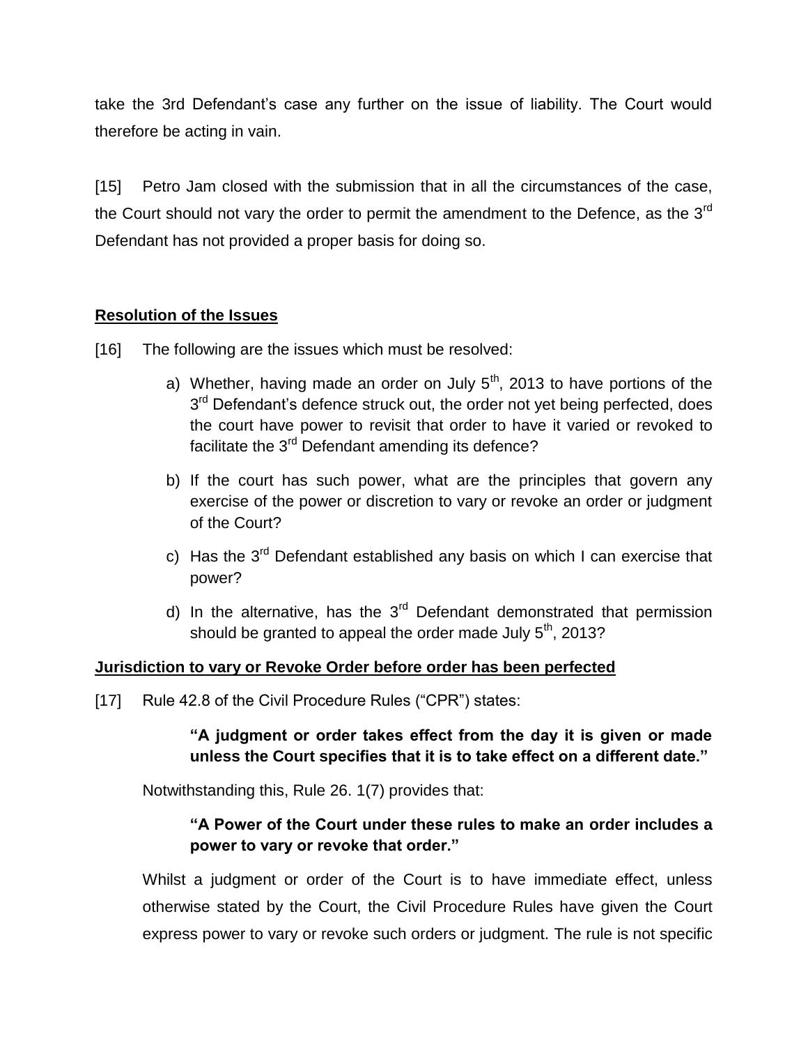take the 3rd Defendant's case any further on the issue of liability. The Court would therefore be acting in vain.

[15] Petro Jam closed with the submission that in all the circumstances of the case, the Court should not vary the order to permit the amendment to the Defence, as the 3rd Defendant has not provided a proper basis for doing so.

**Resolution of the Issues**

[16] The following are the issues which must be resolved:

a) Whether, having made an order on July 5th, 2013 to have portions of the 3rd Defendant's defence struck out, the order not yet being perfected, does the court have power to revisit that order to have it varied or revoked to facilitate the 3rd Defendant amending its defence?

b) If the court has such power, what are the principles that govern any exercise of the power or discretion to vary or revoke an order or judgment of the Court?

c) Has the 3rd Defendant established any basis on which I can exercise that power?

d) In the alternative, has the 3rd Defendant demonstrated that permission should be granted to appeal the order made July 5th, 2013?

**Jurisdiction to vary or Revoke Order before order has been perfected**

[17] Rule 42.8 of the Civil Procedure Rules ("CPR") states:

> **"A judgment or order takes effect from the day it is given or made unless the Court specifies that it is to take effect on a different date."**

Notwithstanding this, Rule 26. 1(7) provides that:

> **"A Power of the Court under these rules to make an order includes a power to vary or revoke that order."**

Whilst a judgment or order of the Court is to have immediate effect, unless otherwise stated by the Court, the Civil Procedure Rules have given the Court express power to vary or revoke such orders or judgment. The rule is not specific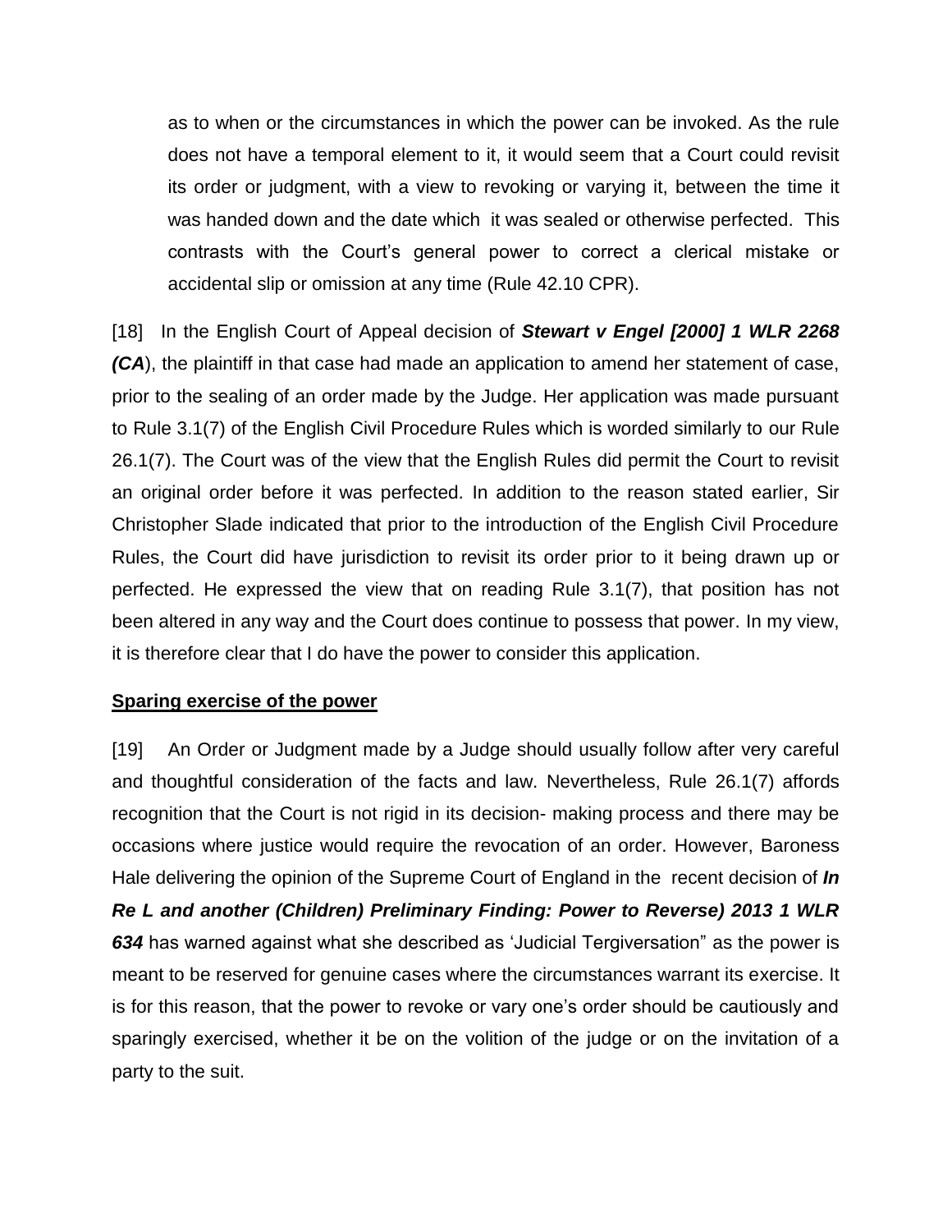as to when or the circumstances in which the power can be invoked. As the rule does not have a temporal element to it, it would seem that a Court could revisit its order or judgment, with a view to revoking or varying it, between the time it was handed down and the date which it was sealed or otherwise perfected. This contrasts with the Court's general power to correct a clerical mistake or accidental slip or omission at any time (Rule 42.10 CPR).

[18] In the English Court of Appeal decision of ***Stewart v Engel [2000] 1 WLR 2268 (CA***), the plaintiff in that case had made an application to amend her statement of case, prior to the sealing of an order made by the Judge. Her application was made pursuant to Rule 3.1(7) of the English Civil Procedure Rules which is worded similarly to our Rule 26.1(7). The Court was of the view that the English Rules did permit the Court to revisit an original order before it was perfected. In addition to the reason stated earlier, Sir Christopher Slade indicated that prior to the introduction of the English Civil Procedure Rules, the Court did have jurisdiction to revisit its order prior to it being drawn up or perfected. He expressed the view that on reading Rule 3.1(7), that position has not been altered in any way and the Court does continue to possess that power. In my view, it is therefore clear that I do have the power to consider this application.

**<u>Sparing exercise of the power</u>**

[19] An Order or Judgment made by a Judge should usually follow after very careful and thoughtful consideration of the facts and law. Nevertheless, Rule 26.1(7) affords recognition that the Court is not rigid in its decision- making process and there may be occasions where justice would require the revocation of an order. However, Baroness Hale delivering the opinion of the Supreme Court of England in the recent decision of ***In Re L and another (Children) Preliminary Finding: Power to Reverse) 2013 1 WLR 634*** has warned against what she described as 'Judicial Tergiversation" as the power is meant to be reserved for genuine cases where the circumstances warrant its exercise. It is for this reason, that the power to revoke or vary one's order should be cautiously and sparingly exercised, whether it be on the volition of the judge or on the invitation of a party to the suit.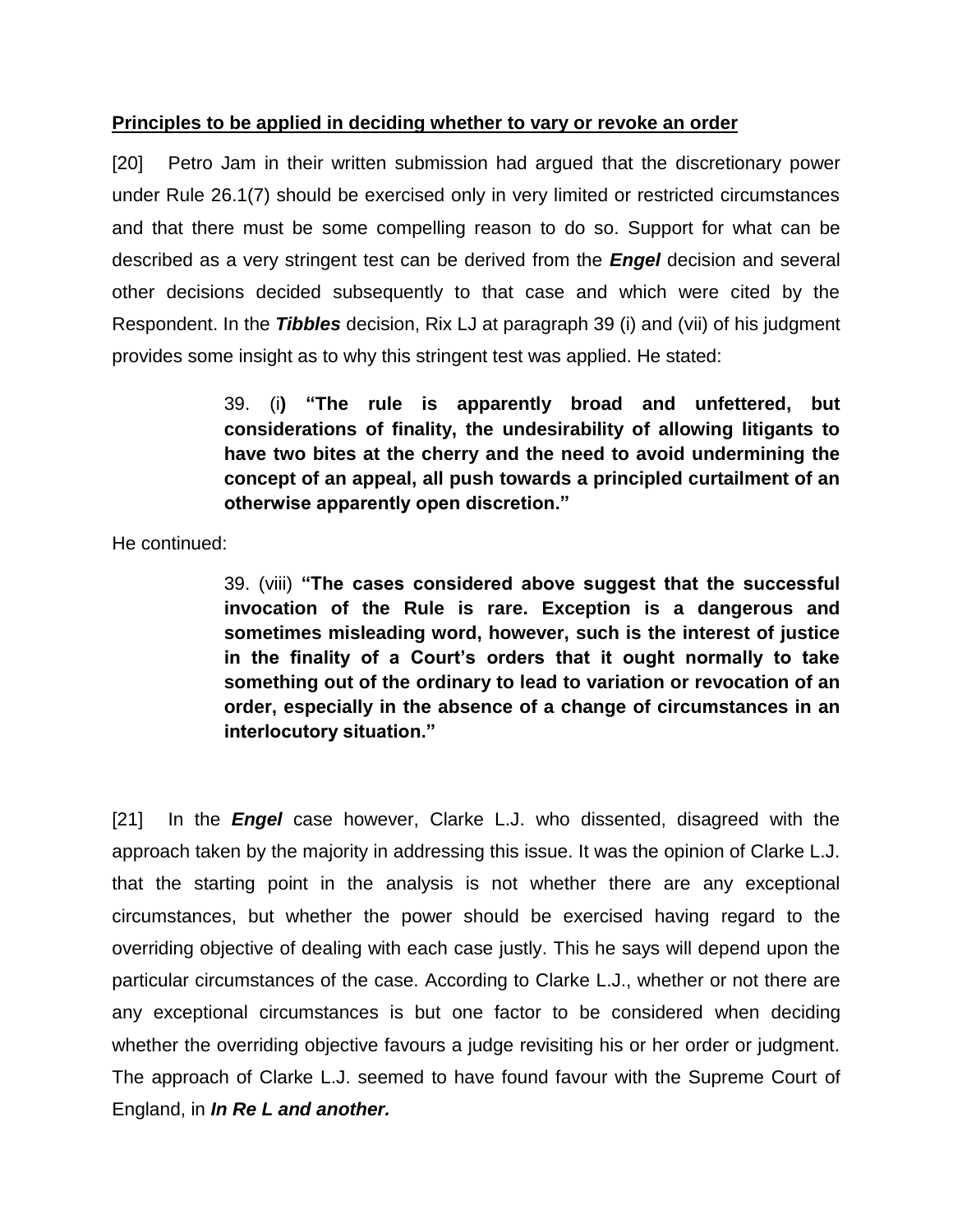**<u>Principles to be applied in deciding whether to vary or revoke an order</u>**

[20] Petro Jam in their written submission had argued that the discretionary power under Rule 26.1(7) should be exercised only in very limited or restricted circumstances and that there must be some compelling reason to do so. Support for what can be described as a very stringent test can be derived from the ***Engel*** decision and several other decisions decided subsequently to that case and which were cited by the Respondent. In the ***Tibbles*** decision, Rix LJ at paragraph 39 (i) and (vii) of his judgment provides some insight as to why this stringent test was applied. He stated:

> 39. (i**) "The rule is apparently broad and unfettered, but considerations of finality, the undesirability of allowing litigants to have two bites at the cherry and the need to avoid undermining the concept of an appeal, all push towards a principled curtailment of an otherwise apparently open discretion."**

He continued:

> 39. (viii) **"The cases considered above suggest that the successful invocation of the Rule is rare. Exception is a dangerous and sometimes misleading word, however, such is the interest of justice in the finality of a Court's orders that it ought normally to take something out of the ordinary to lead to variation or revocation of an order, especially in the absence of a change of circumstances in an interlocutory situation."**

[21] In the ***Engel*** case however, Clarke L.J. who dissented, disagreed with the approach taken by the majority in addressing this issue. It was the opinion of Clarke L.J. that the starting point in the analysis is not whether there are any exceptional circumstances, but whether the power should be exercised having regard to the overriding objective of dealing with each case justly. This he says will depend upon the particular circumstances of the case. According to Clarke L.J., whether or not there are any exceptional circumstances is but one factor to be considered when deciding whether the overriding objective favours a judge revisiting his or her order or judgment. The approach of Clarke L.J. seemed to have found favour with the Supreme Court of England, in ***In Re L and another.***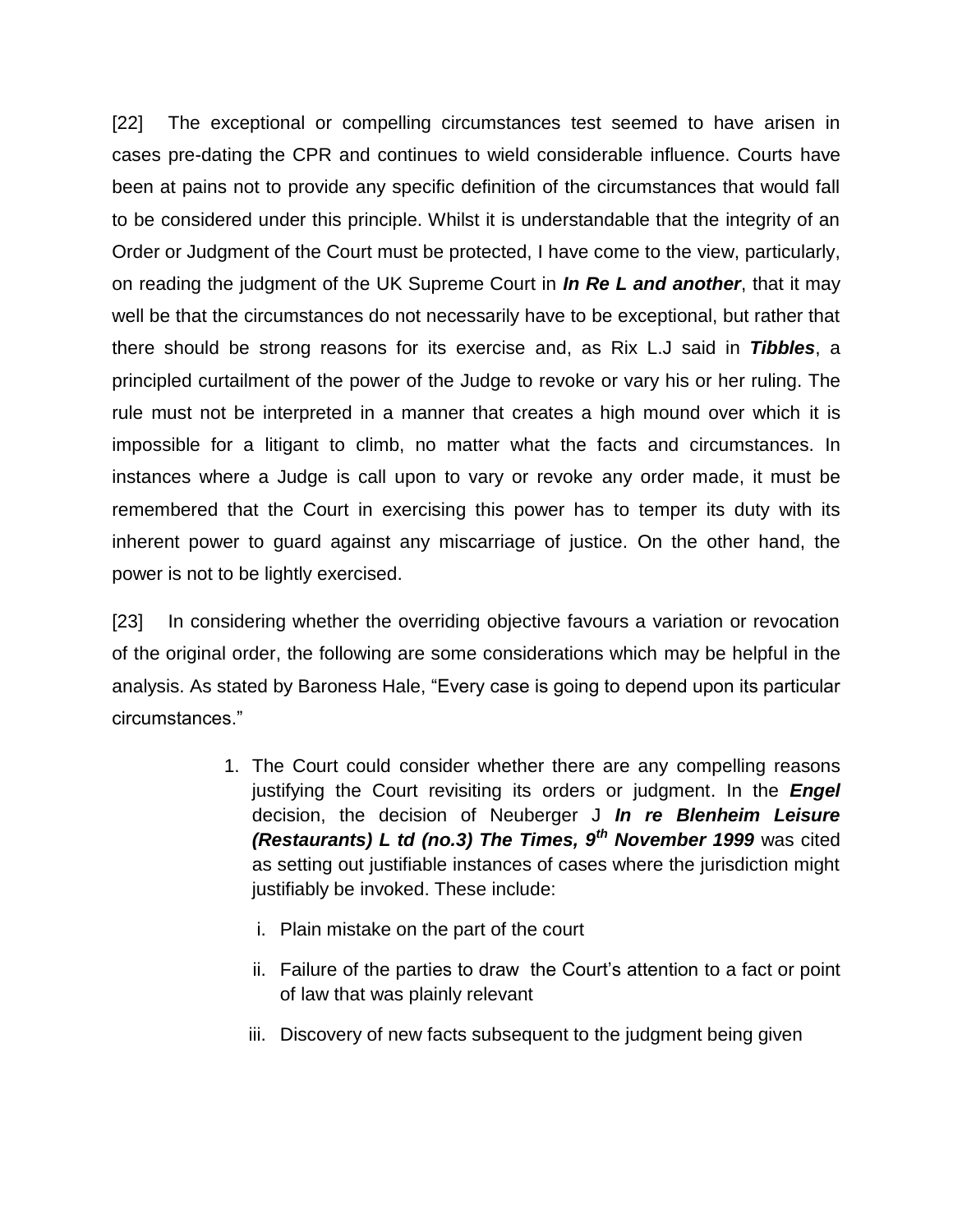[22] The exceptional or compelling circumstances test seemed to have arisen in cases pre-dating the CPR and continues to wield considerable influence. Courts have been at pains not to provide any specific definition of the circumstances that would fall to be considered under this principle. Whilst it is understandable that the integrity of an Order or Judgment of the Court must be protected, I have come to the view, particularly, on reading the judgment of the UK Supreme Court in ***In Re L and another***, that it may well be that the circumstances do not necessarily have to be exceptional, but rather that there should be strong reasons for its exercise and, as Rix L.J said in ***Tibbles***, a principled curtailment of the power of the Judge to revoke or vary his or her ruling. The rule must not be interpreted in a manner that creates a high mound over which it is impossible for a litigant to climb, no matter what the facts and circumstances. In instances where a Judge is call upon to vary or revoke any order made, it must be remembered that the Court in exercising this power has to temper its duty with its inherent power to guard against any miscarriage of justice. On the other hand, the power is not to be lightly exercised.

[23] In considering whether the overriding objective favours a variation or revocation of the original order, the following are some considerations which may be helpful in the analysis. As stated by Baroness Hale, "Every case is going to depend upon its particular circumstances."

1. The Court could consider whether there are any compelling reasons justifying the Court revisiting its orders or judgment. In the ***Engel*** decision, the decision of Neuberger J ***In re Blenheim Leisure (Restaurants) L td (no.3) The Times, 9th November 1999*** was cited as setting out justifiable instances of cases where the jurisdiction might justifiably be invoked. These include:

    i. Plain mistake on the part of the court

    ii. Failure of the parties to draw the Court's attention to a fact or point of law that was plainly relevant

    iii. Discovery of new facts subsequent to the judgment being given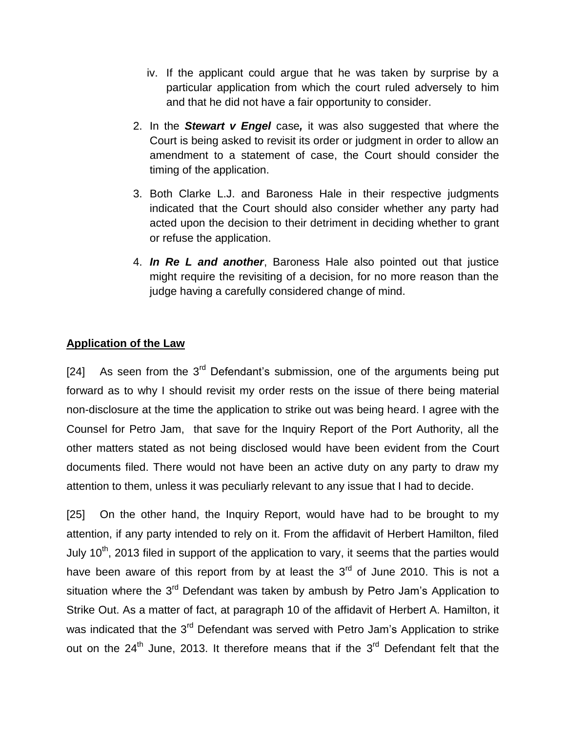iv. If the applicant could argue that he was taken by surprise by a particular application from which the court ruled adversely to him and that he did not have a fair opportunity to consider.

2. In the ***Stewart v Engel*** case***,*** it was also suggested that where the Court is being asked to revisit its order or judgment in order to allow an amendment to a statement of case, the Court should consider the timing of the application.

3. Both Clarke L.J. and Baroness Hale in their respective judgments indicated that the Court should also consider whether any party had acted upon the decision to their detriment in deciding whether to grant or refuse the application.

4. ***In Re L and another***, Baroness Hale also pointed out that justice might require the revisiting of a decision, for no more reason than the judge having a carefully considered change of mind.

**Application of the Law**

[24] As seen from the 3rd Defendant's submission, one of the arguments being put forward as to why I should revisit my order rests on the issue of there being material non-disclosure at the time the application to strike out was being heard. I agree with the Counsel for Petro Jam, that save for the Inquiry Report of the Port Authority, all the other matters stated as not being disclosed would have been evident from the Court documents filed. There would not have been an active duty on any party to draw my attention to them, unless it was peculiarly relevant to any issue that I had to decide.

[25] On the other hand, the Inquiry Report, would have had to be brought to my attention, if any party intended to rely on it. From the affidavit of Herbert Hamilton, filed July 10th, 2013 filed in support of the application to vary, it seems that the parties would have been aware of this report from by at least the 3rd of June 2010. This is not a situation where the 3rd Defendant was taken by ambush by Petro Jam's Application to Strike Out. As a matter of fact, at paragraph 10 of the affidavit of Herbert A. Hamilton, it was indicated that the 3rd Defendant was served with Petro Jam's Application to strike out on the 24th June, 2013. It therefore means that if the 3rd Defendant felt that the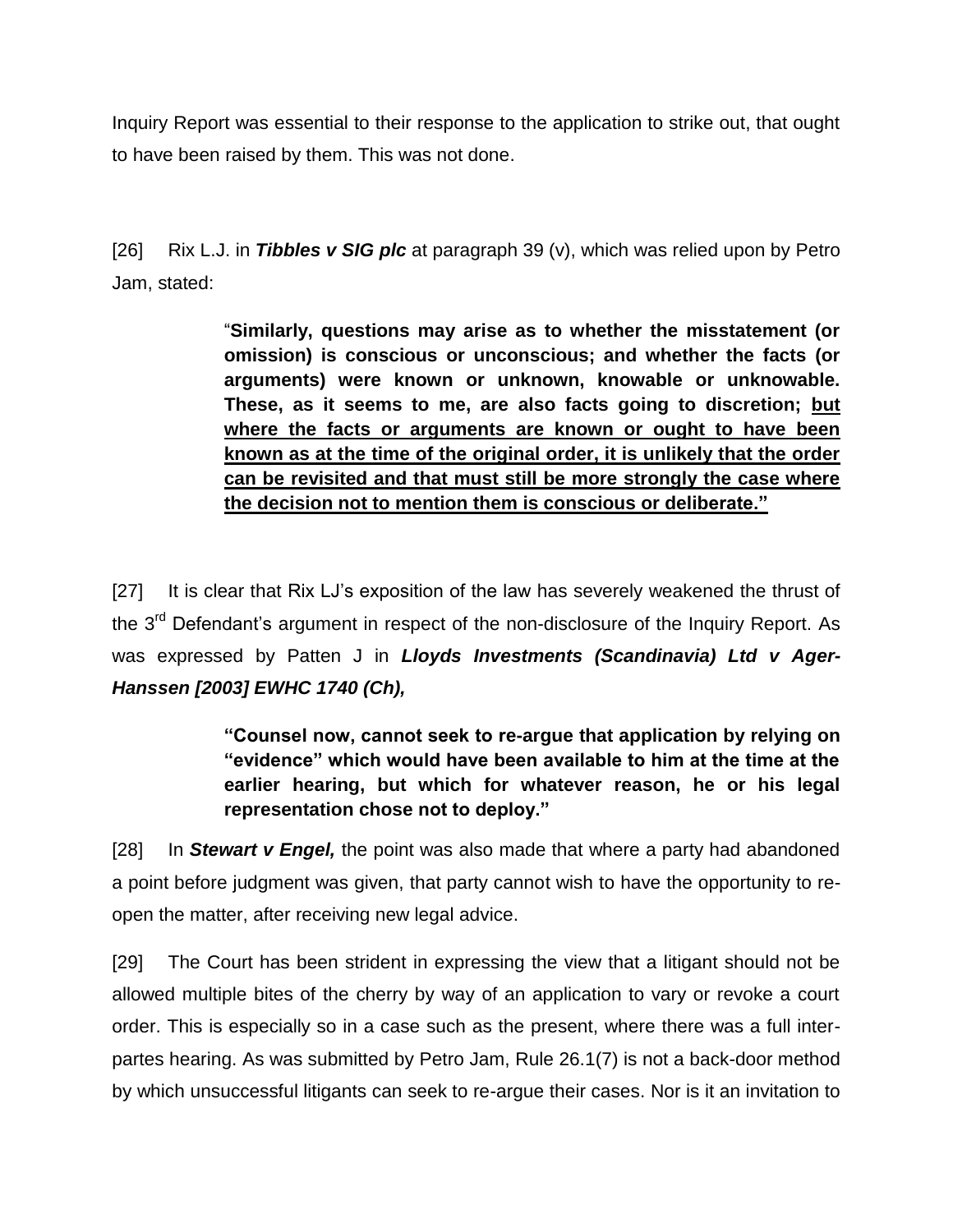Inquiry Report was essential to their response to the application to strike out, that ought to have been raised by them. This was not done.

[26] Rix L.J. in ***Tibbles v SIG plc*** at paragraph 39 (v), which was relied upon by Petro Jam, stated:

> "**Similarly, questions may arise as to whether the misstatement (or omission) is conscious or unconscious; and whether the facts (or arguments) were known or unknown, knowable or unknowable. These, as it seems to me, are also facts going to discretion; <u>but where the facts or arguments are known or ought to have been known as at the time of the original order, it is unlikely that the order can be revisited and that must still be more strongly the case where the decision not to mention them is conscious or deliberate."</u>**

[27] It is clear that Rix LJ's exposition of the law has severely weakened the thrust of the 3rd Defendant's argument in respect of the non-disclosure of the Inquiry Report. As was expressed by Patten J in ***Lloyds Investments (Scandinavia) Ltd v Ager-Hanssen [2003] EWHC 1740 (Ch),***

> **"Counsel now, cannot seek to re-argue that application by relying on "evidence" which would have been available to him at the time at the earlier hearing, but which for whatever reason, he or his legal representation chose not to deploy."**

[28] In ***Stewart v Engel,*** the point was also made that where a party had abandoned a point before judgment was given, that party cannot wish to have the opportunity to re-open the matter, after receiving new legal advice.

[29] The Court has been strident in expressing the view that a litigant should not be allowed multiple bites of the cherry by way of an application to vary or revoke a court order. This is especially so in a case such as the present, where there was a full inter-partes hearing. As was submitted by Petro Jam, Rule 26.1(7) is not a back-door method by which unsuccessful litigants can seek to re-argue their cases. Nor is it an invitation to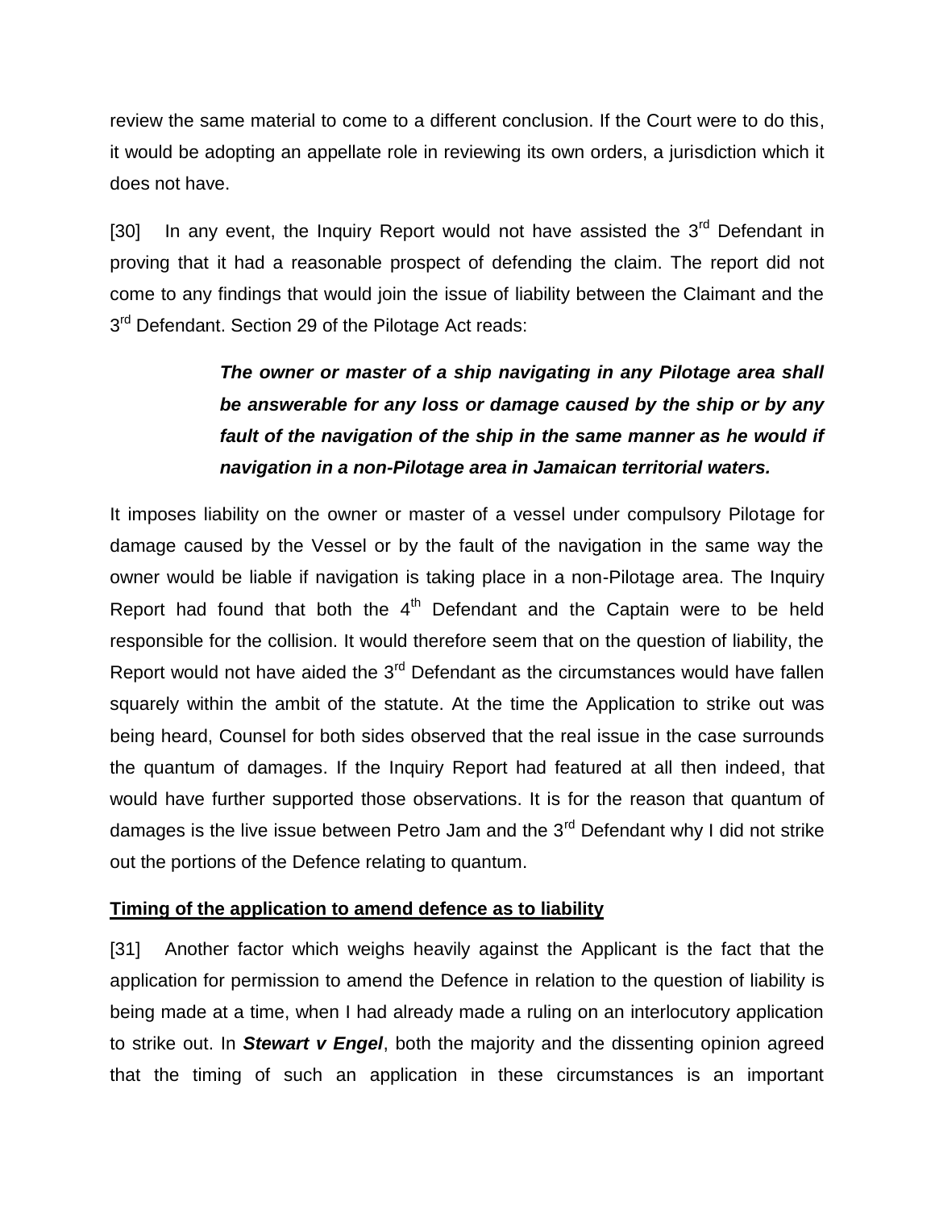review the same material to come to a different conclusion. If the Court were to do this, it would be adopting an appellate role in reviewing its own orders, a jurisdiction which it does not have.

[30] In any event, the Inquiry Report would not have assisted the 3rd Defendant in proving that it had a reasonable prospect of defending the claim. The report did not come to any findings that would join the issue of liability between the Claimant and the 3rd Defendant. Section 29 of the Pilotage Act reads:

> ***The owner or master of a ship navigating in any Pilotage area shall be answerable for any loss or damage caused by the ship or by any fault of the navigation of the ship in the same manner as he would if navigation in a non-Pilotage area in Jamaican territorial waters.***

It imposes liability on the owner or master of a vessel under compulsory Pilotage for damage caused by the Vessel or by the fault of the navigation in the same way the owner would be liable if navigation is taking place in a non-Pilotage area. The Inquiry Report had found that both the 4th Defendant and the Captain were to be held responsible for the collision. It would therefore seem that on the question of liability, the Report would not have aided the 3rd Defendant as the circumstances would have fallen squarely within the ambit of the statute. At the time the Application to strike out was being heard, Counsel for both sides observed that the real issue in the case surrounds the quantum of damages. If the Inquiry Report had featured at all then indeed, that would have further supported those observations. It is for the reason that quantum of damages is the live issue between Petro Jam and the 3rd Defendant why I did not strike out the portions of the Defence relating to quantum.

**Timing of the application to amend defence as to liability**

[31] Another factor which weighs heavily against the Applicant is the fact that the application for permission to amend the Defence in relation to the question of liability is being made at a time, when I had already made a ruling on an interlocutory application to strike out. In ***Stewart v Engel***, both the majority and the dissenting opinion agreed that the timing of such an application in these circumstances is an important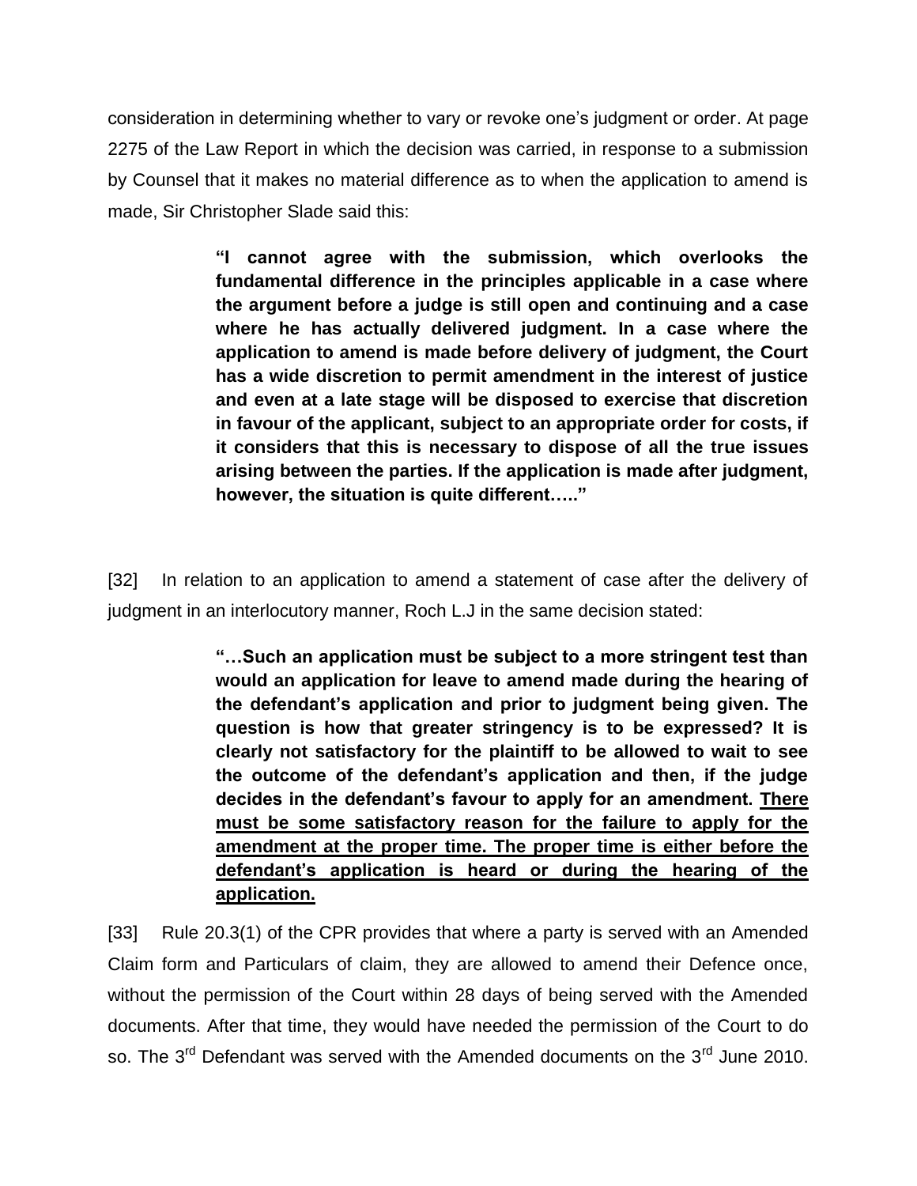consideration in determining whether to vary or revoke one's judgment or order. At page 2275 of the Law Report in which the decision was carried, in response to a submission by Counsel that it makes no material difference as to when the application to amend is made, Sir Christopher Slade said this:

> **"I cannot agree with the submission, which overlooks the fundamental difference in the principles applicable in a case where the argument before a judge is still open and continuing and a case where he has actually delivered judgment. In a case where the application to amend is made before delivery of judgment, the Court has a wide discretion to permit amendment in the interest of justice and even at a late stage will be disposed to exercise that discretion in favour of the applicant, subject to an appropriate order for costs, if it considers that this is necessary to dispose of all the true issues arising between the parties. If the application is made after judgment, however, the situation is quite different….."**

[32] In relation to an application to amend a statement of case after the delivery of judgment in an interlocutory manner, Roch L.J in the same decision stated:

> **"…Such an application must be subject to a more stringent test than would an application for leave to amend made during the hearing of the defendant's application and prior to judgment being given. The question is how that greater stringency is to be expressed? It is clearly not satisfactory for the plaintiff to be allowed to wait to see the outcome of the defendant's application and then, if the judge decides in the defendant's favour to apply for an amendment. <u>There must be some satisfactory reason for the failure to apply for the amendment at the proper time. The proper time is either before the defendant's application is heard or during the hearing of the application.</u>**

[33] Rule 20.3(1) of the CPR provides that where a party is served with an Amended Claim form and Particulars of claim, they are allowed to amend their Defence once, without the permission of the Court within 28 days of being served with the Amended documents. After that time, they would have needed the permission of the Court to do so. The 3rd Defendant was served with the Amended documents on the 3rd June 2010.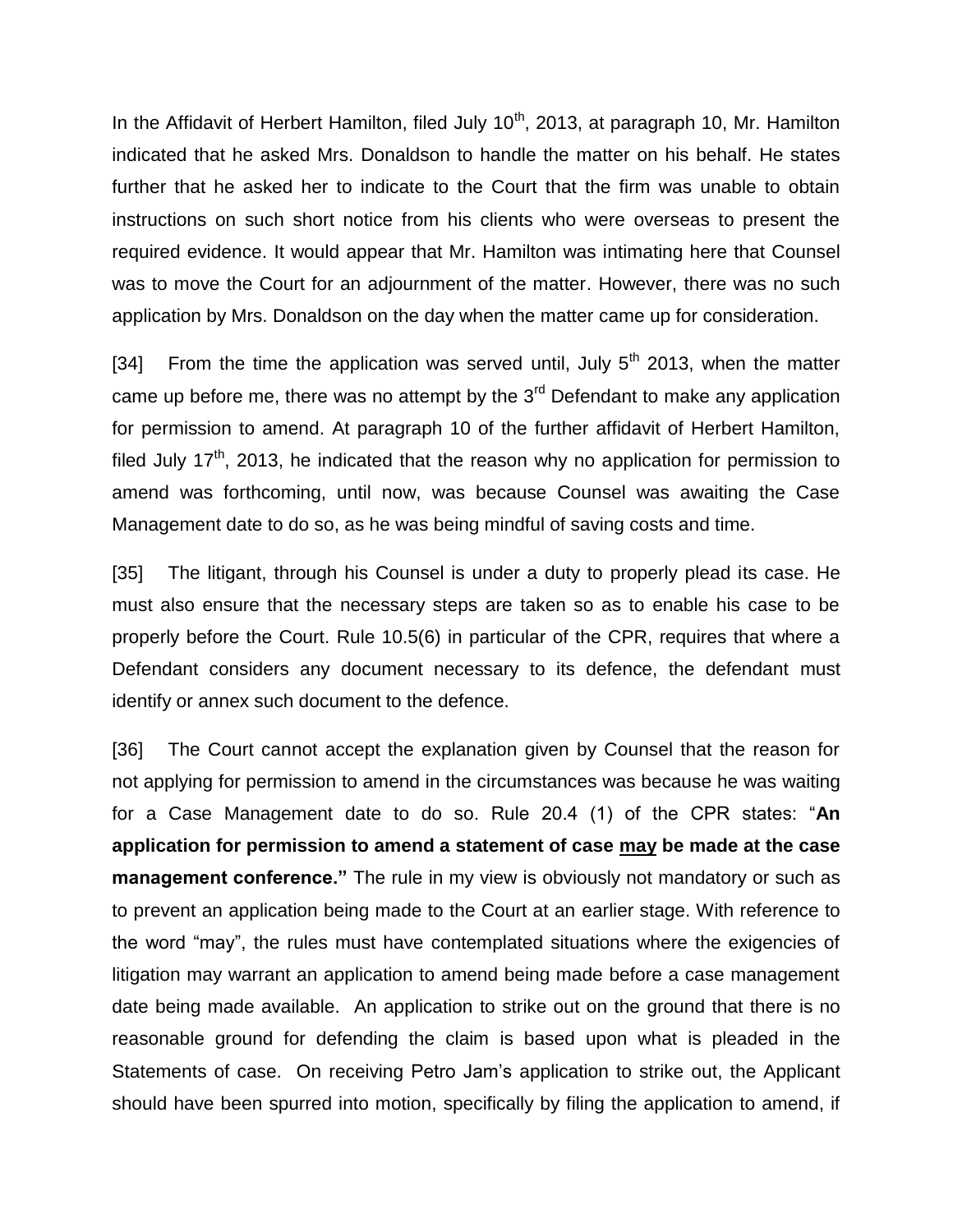In the Affidavit of Herbert Hamilton, filed July 10th, 2013, at paragraph 10, Mr. Hamilton indicated that he asked Mrs. Donaldson to handle the matter on his behalf. He states further that he asked her to indicate to the Court that the firm was unable to obtain instructions on such short notice from his clients who were overseas to present the required evidence. It would appear that Mr. Hamilton was intimating here that Counsel was to move the Court for an adjournment of the matter. However, there was no such application by Mrs. Donaldson on the day when the matter came up for consideration.

[34] From the time the application was served until, July 5th 2013, when the matter came up before me, there was no attempt by the 3rd Defendant to make any application for permission to amend. At paragraph 10 of the further affidavit of Herbert Hamilton, filed July 17th, 2013, he indicated that the reason why no application for permission to amend was forthcoming, until now, was because Counsel was awaiting the Case Management date to do so, as he was being mindful of saving costs and time.

[35] The litigant, through his Counsel is under a duty to properly plead its case. He must also ensure that the necessary steps are taken so as to enable his case to be properly before the Court. Rule 10.5(6) in particular of the CPR, requires that where a Defendant considers any document necessary to its defence, the defendant must identify or annex such document to the defence.

[36] The Court cannot accept the explanation given by Counsel that the reason for not applying for permission to amend in the circumstances was because he was waiting for a Case Management date to do so. Rule 20.4 (1) of the CPR states: "**An application for permission to amend a statement of case <u>may</u> be made at the case management conference.**" The rule in my view is obviously not mandatory or such as to prevent an application being made to the Court at an earlier stage. With reference to the word "may", the rules must have contemplated situations where the exigencies of litigation may warrant an application to amend being made before a case management date being made available. An application to strike out on the ground that there is no reasonable ground for defending the claim is based upon what is pleaded in the Statements of case. On receiving Petro Jam's application to strike out, the Applicant should have been spurred into motion, specifically by filing the application to amend, if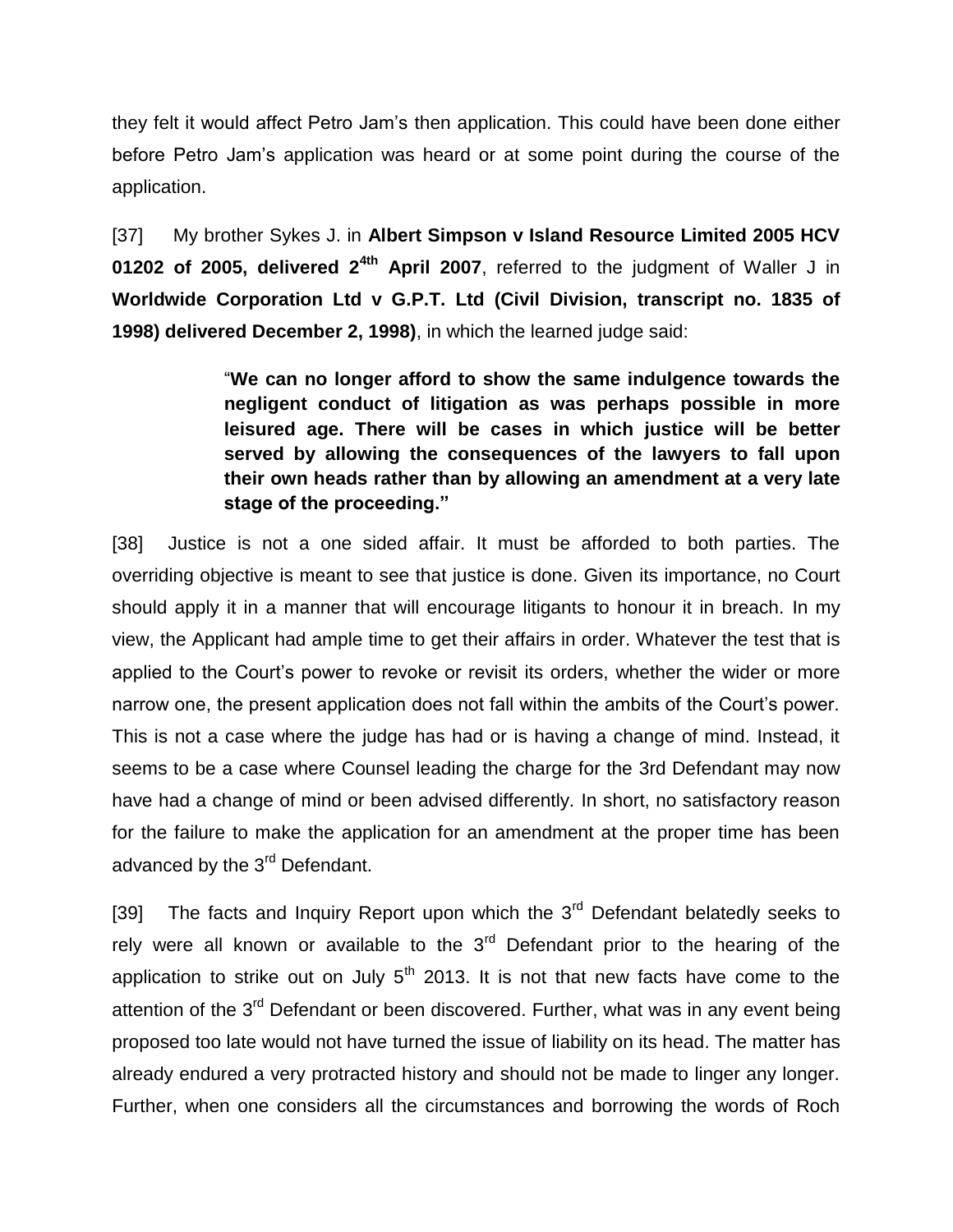they felt it would affect Petro Jam's then application. This could have been done either before Petro Jam's application was heard or at some point during the course of the application.

[37] My brother Sykes J. in **Albert Simpson v Island Resource Limited 2005 HCV 01202 of 2005, delivered 2[4th] April 2007**, referred to the judgment of Waller J in **Worldwide Corporation Ltd v G.P.T. Ltd (Civil Division, transcript no. 1835 of 1998) delivered December 2, 1998)**, in which the learned judge said:

> "**We can no longer afford to show the same indulgence towards the negligent conduct of litigation as was perhaps possible in more leisured age. There will be cases in which justice will be better served by allowing the consequences of the lawyers to fall upon their own heads rather than by allowing an amendment at a very late stage of the proceeding."**

[38] Justice is not a one sided affair. It must be afforded to both parties. The overriding objective is meant to see that justice is done. Given its importance, no Court should apply it in a manner that will encourage litigants to honour it in breach. In my view, the Applicant had ample time to get their affairs in order. Whatever the test that is applied to the Court's power to revoke or revisit its orders, whether the wider or more narrow one, the present application does not fall within the ambits of the Court's power. This is not a case where the judge has had or is having a change of mind. Instead, it seems to be a case where Counsel leading the charge for the 3rd Defendant may now have had a change of mind or been advised differently. In short, no satisfactory reason for the failure to make the application for an amendment at the proper time has been advanced by the 3rd Defendant.

[39] The facts and Inquiry Report upon which the 3rd Defendant belatedly seeks to rely were all known or available to the 3rd Defendant prior to the hearing of the application to strike out on July 5th 2013. It is not that new facts have come to the attention of the 3rd Defendant or been discovered. Further, what was in any event being proposed too late would not have turned the issue of liability on its head. The matter has already endured a very protracted history and should not be made to linger any longer. Further, when one considers all the circumstances and borrowing the words of Roch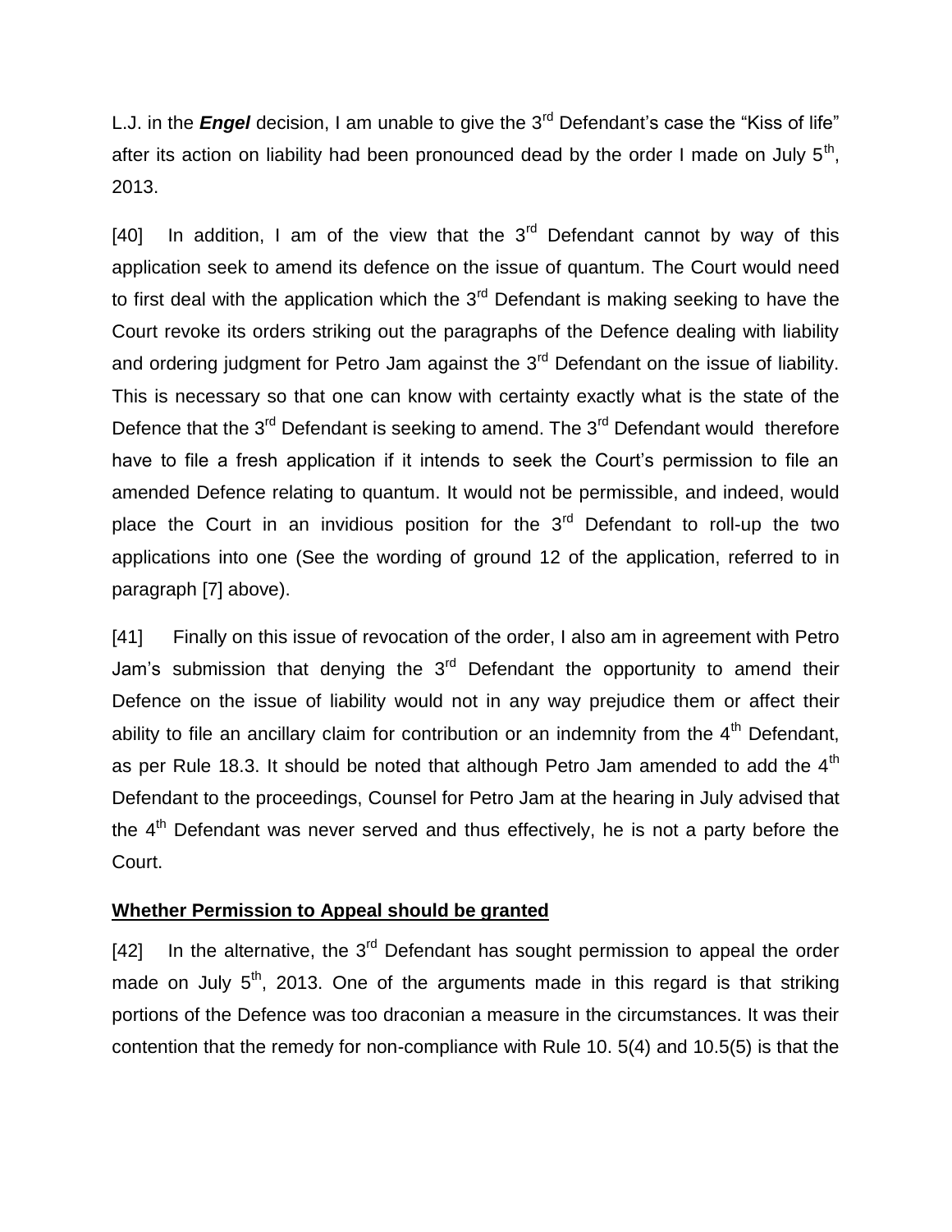L.J. in the ***Engel*** decision, I am unable to give the 3rd Defendant's case the "Kiss of life" after its action on liability had been pronounced dead by the order I made on July 5th, 2013.

[40] In addition, I am of the view that the 3rd Defendant cannot by way of this application seek to amend its defence on the issue of quantum. The Court would need to first deal with the application which the 3rd Defendant is making seeking to have the Court revoke its orders striking out the paragraphs of the Defence dealing with liability and ordering judgment for Petro Jam against the 3rd Defendant on the issue of liability. This is necessary so that one can know with certainty exactly what is the state of the Defence that the 3rd Defendant is seeking to amend. The 3rd Defendant would therefore have to file a fresh application if it intends to seek the Court's permission to file an amended Defence relating to quantum. It would not be permissible, and indeed, would place the Court in an invidious position for the 3rd Defendant to roll-up the two applications into one (See the wording of ground 12 of the application, referred to in paragraph [7] above).

[41] Finally on this issue of revocation of the order, I also am in agreement with Petro Jam's submission that denying the 3rd Defendant the opportunity to amend their Defence on the issue of liability would not in any way prejudice them or affect their ability to file an ancillary claim for contribution or an indemnity from the 4th Defendant, as per Rule 18.3. It should be noted that although Petro Jam amended to add the 4th Defendant to the proceedings, Counsel for Petro Jam at the hearing in July advised that the 4th Defendant was never served and thus effectively, he is not a party before the Court.

**<u>Whether Permission to Appeal should be granted</u>**

[42] In the alternative, the 3rd Defendant has sought permission to appeal the order made on July 5th, 2013. One of the arguments made in this regard is that striking portions of the Defence was too draconian a measure in the circumstances. It was their contention that the remedy for non-compliance with Rule 10. 5(4) and 10.5(5) is that the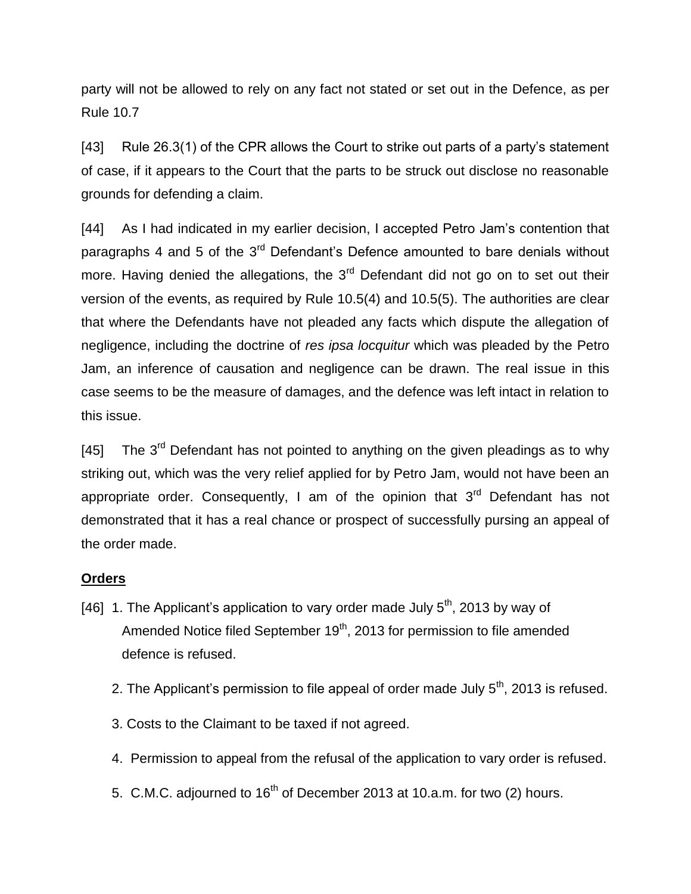party will not be allowed to rely on any fact not stated or set out in the Defence, as per Rule 10.7

[43] Rule 26.3(1) of the CPR allows the Court to strike out parts of a party's statement of case, if it appears to the Court that the parts to be struck out disclose no reasonable grounds for defending a claim.

[44] As I had indicated in my earlier decision, I accepted Petro Jam's contention that paragraphs 4 and 5 of the 3rd Defendant's Defence amounted to bare denials without more. Having denied the allegations, the 3rd Defendant did not go on to set out their version of the events, as required by Rule 10.5(4) and 10.5(5). The authorities are clear that where the Defendants have not pleaded any facts which dispute the allegation of negligence, including the doctrine of *res ipsa locquitur* which was pleaded by the Petro Jam, an inference of causation and negligence can be drawn. The real issue in this case seems to be the measure of damages, and the defence was left intact in relation to this issue.

[45] The 3rd Defendant has not pointed to anything on the given pleadings as to why striking out, which was the very relief applied for by Petro Jam, would not have been an appropriate order. Consequently, I am of the opinion that 3rd Defendant has not demonstrated that it has a real chance or prospect of successfully pursing an appeal of the order made.

## Orders

[46] 1. The Applicant's application to vary order made July 5th, 2013 by way of Amended Notice filed September 19th, 2013 for permission to file amended defence is refused.

2. The Applicant's permission to file appeal of order made July 5th, 2013 is refused.

3. Costs to the Claimant to be taxed if not agreed.

4. Permission to appeal from the refusal of the application to vary order is refused.

5. C.M.C. adjourned to 16th of December 2013 at 10.a.m. for two (2) hours.